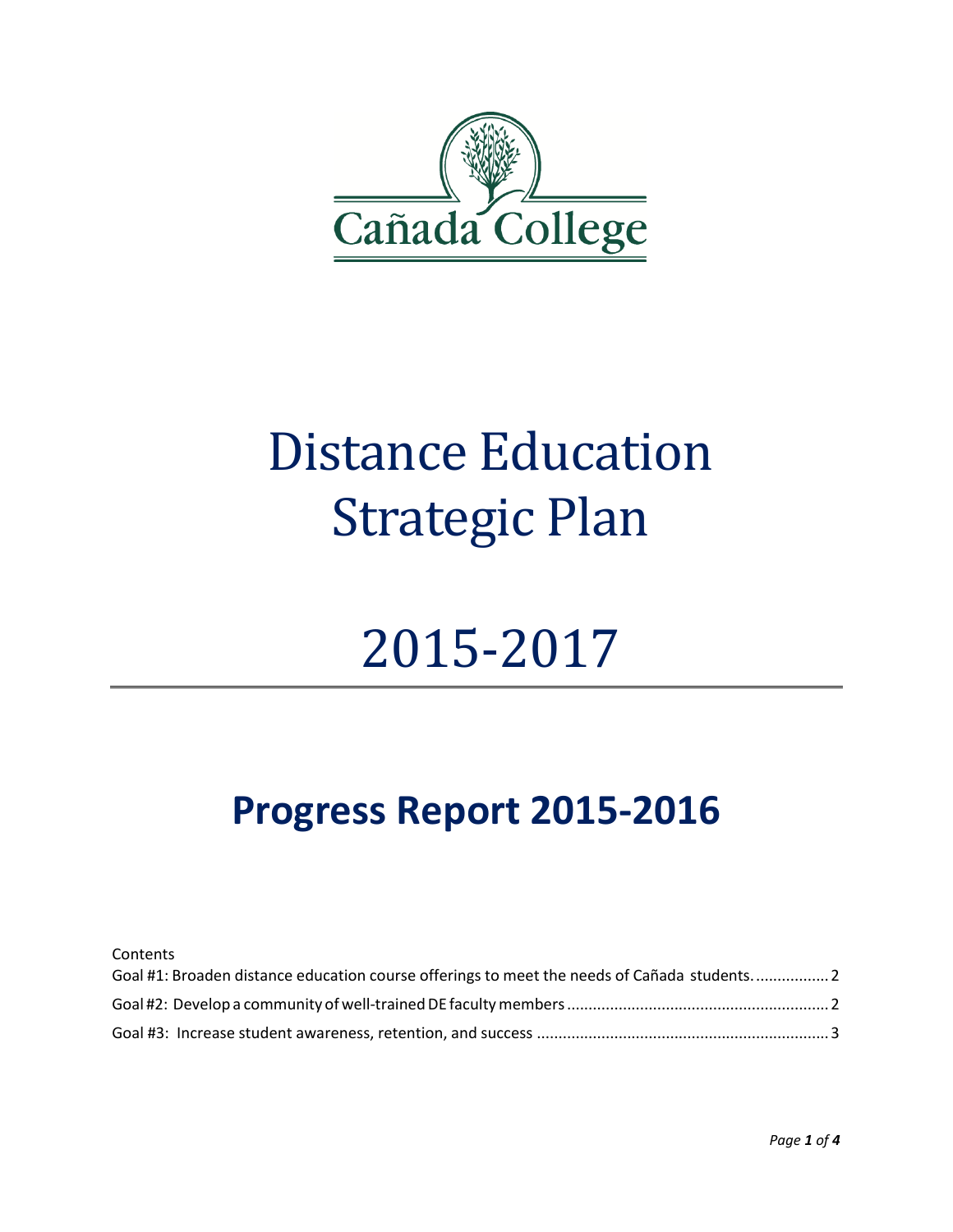Cañada College

# Distance Education Strategic Plan

# 2015-2017

## Progress Report 2015-2016

Contents

Goal #1: Broaden distance education course offerings to meet the needs of Cañada students. ................. 2

Goal #2: Develop a community of well-trained DE faculty members ............................................................ 2

Goal #3: Increase student awareness, retention, and success .................................................................... 3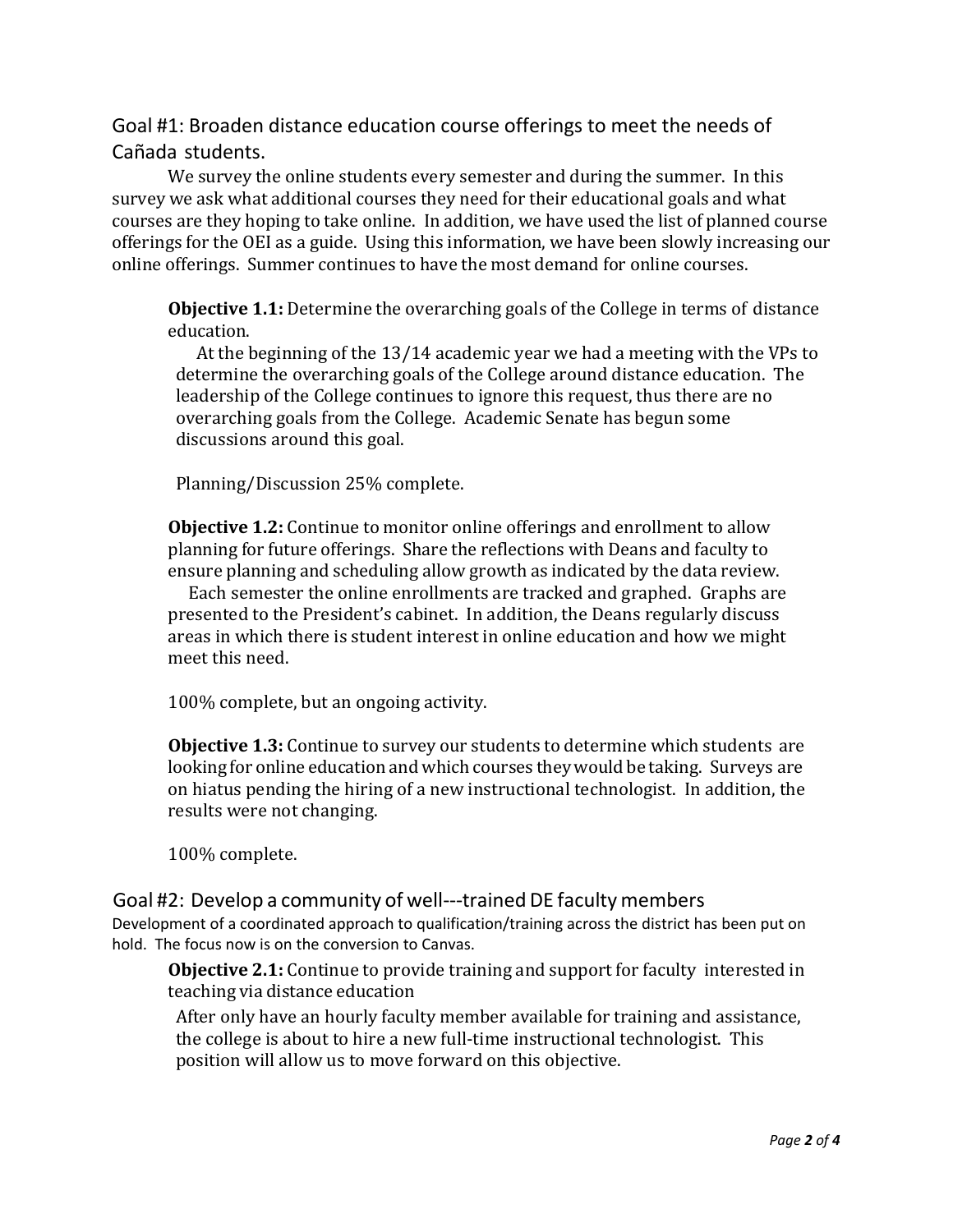## Goal #1: Broaden distance education course offerings to meet the needs of Cañada students.

We survey the online students every semester and during the summer. In this survey we ask what additional courses they need for their educational goals and what courses are they hoping to take online. In addition, we have used the list of planned course offerings for the OEI as a guide. Using this information, we have been slowly increasing our online offerings. Summer continues to have the most demand for online courses.

**Objective 1.1:** Determine the overarching goals of the College in terms of distance education.

At the beginning of the 13/14 academic year we had a meeting with the VPs to determine the overarching goals of the College around distance education. The leadership of the College continues to ignore this request, thus there are no overarching goals from the College. Academic Senate has begun some discussions around this goal.

Planning/Discussion 25% complete.

**Objective 1.2:** Continue to monitor online offerings and enrollment to allow planning for future offerings. Share the reflections with Deans and faculty to ensure planning and scheduling allow growth as indicated by the data review.

Each semester the online enrollments are tracked and graphed. Graphs are presented to the President's cabinet. In addition, the Deans regularly discuss areas in which there is student interest in online education and how we might meet this need.

100% complete, but an ongoing activity.

**Objective 1.3:** Continue to survey our students to determine which students are looking for online education and which courses they would be taking. Surveys are on hiatus pending the hiring of a new instructional technologist. In addition, the results were not changing.

100% complete.

## Goal #2: Develop a community of well---trained DE faculty members

Development of a coordinated approach to qualification/training across the district has been put on hold. The focus now is on the conversion to Canvas.

**Objective 2.1:** Continue to provide training and support for faculty interested in teaching via distance education

After only have an hourly faculty member available for training and assistance, the college is about to hire a new full-time instructional technologist. This position will allow us to move forward on this objective.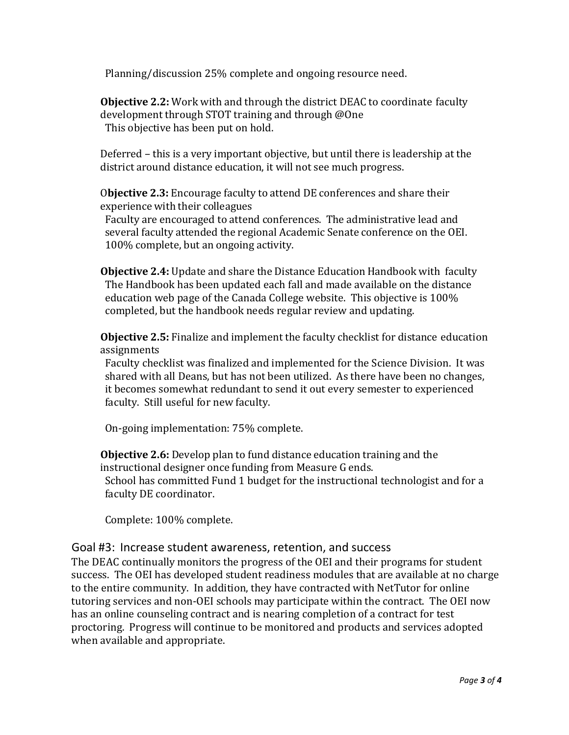Planning/discussion 25% complete and ongoing resource need.

**Objective 2.2:** Work with and through the district DEAC to coordinate faculty development through STOT training and through @One
This objective has been put on hold.

Deferred – this is a very important objective, but until there is leadership at the district around distance education, it will not see much progress.

O**bjective 2.3:** Encourage faculty to attend DE conferences and share their experience with their colleagues
Faculty are encouraged to attend conferences. The administrative lead and several faculty attended the regional Academic Senate conference on the OEI. 100% complete, but an ongoing activity.

**Objective 2.4:** Update and share the Distance Education Handbook with faculty
The Handbook has been updated each fall and made available on the distance education web page of the Canada College website. This objective is 100% completed, but the handbook needs regular review and updating.

**Objective 2.5:** Finalize and implement the faculty checklist for distance education assignments
Faculty checklist was finalized and implemented for the Science Division. It was shared with all Deans, but has not been utilized. As there have been no changes, it becomes somewhat redundant to send it out every semester to experienced faculty. Still useful for new faculty.

On-going implementation: 75% complete.

**Objective 2.6:** Develop plan to fund distance education training and the instructional designer once funding from Measure G ends.
School has committed Fund 1 budget for the instructional technologist and for a faculty DE coordinator.

Complete: 100% complete.

## Goal #3: Increase student awareness, retention, and success

The DEAC continually monitors the progress of the OEI and their programs for student success. The OEI has developed student readiness modules that are available at no charge to the entire community. In addition, they have contracted with NetTutor for online tutoring services and non-OEI schools may participate within the contract. The OEI now has an online counseling contract and is nearing completion of a contract for test proctoring. Progress will continue to be monitored and products and services adopted when available and appropriate.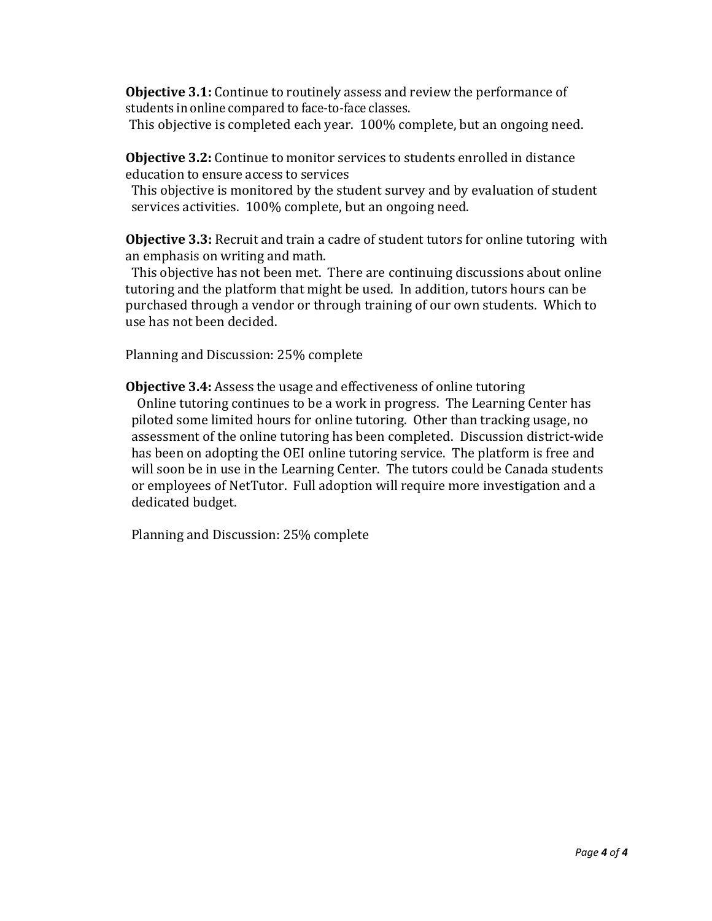**Objective 3.1:** Continue to routinely assess and review the performance of students in online compared to face-to-face classes.
This objective is completed each year. 100% complete, but an ongoing need.

**Objective 3.2:** Continue to monitor services to students enrolled in distance education to ensure access to services
This objective is monitored by the student survey and by evaluation of student services activities. 100% complete, but an ongoing need.

**Objective 3.3:** Recruit and train a cadre of student tutors for online tutoring with an emphasis on writing and math.
This objective has not been met. There are continuing discussions about online tutoring and the platform that might be used. In addition, tutors hours can be purchased through a vendor or through training of our own students. Which to use has not been decided.

Planning and Discussion: 25% complete

**Objective 3.4:** Assess the usage and effectiveness of online tutoring
Online tutoring continues to be a work in progress. The Learning Center has piloted some limited hours for online tutoring. Other than tracking usage, no assessment of the online tutoring has been completed. Discussion district-wide has been on adopting the OEI online tutoring service. The platform is free and will soon be in use in the Learning Center. The tutors could be Canada students or employees of NetTutor. Full adoption will require more investigation and a dedicated budget.

Planning and Discussion: 25% complete